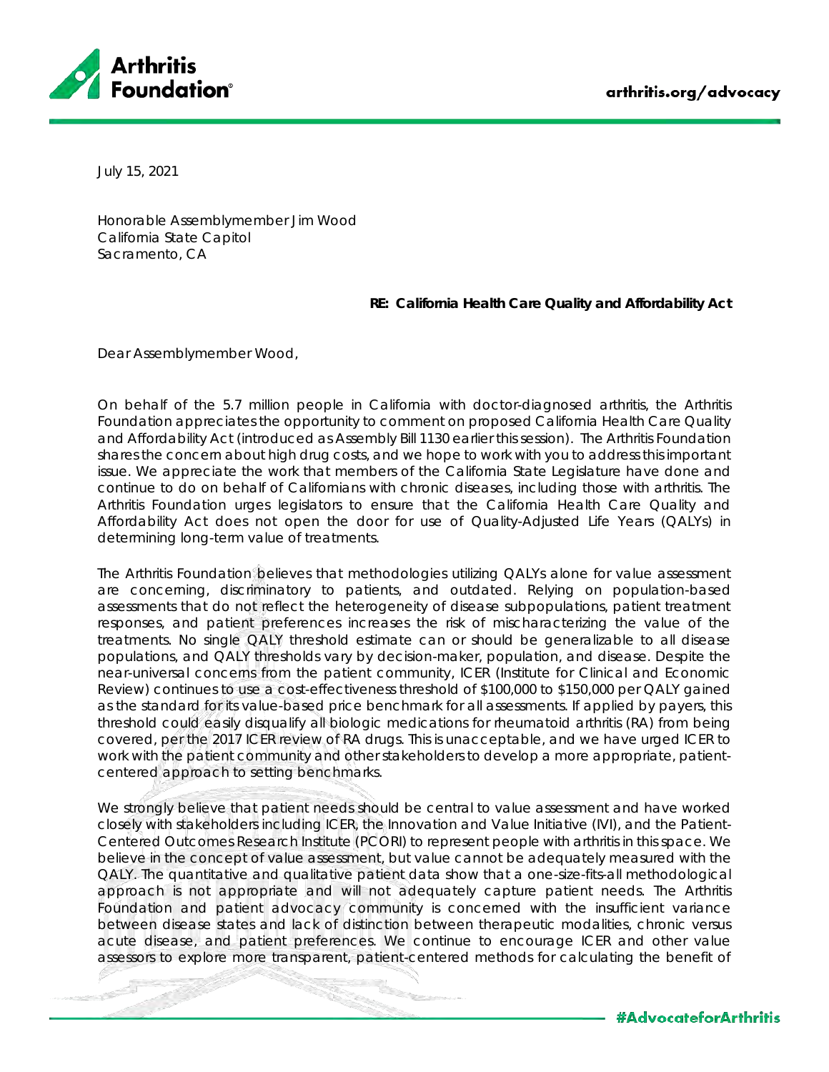July 15, 2021

Honorable Assemblymember Jim Wood
California State Capitol
Sacramento, CA

**RE: California Health Care Quality and Affordability Act**

Dear Assemblymember Wood,

On behalf of the 5.7 million people in California with doctor-diagnosed arthritis, the Arthritis Foundation appreciates the opportunity to comment on proposed California Health Care Quality and Affordability Act (introduced as Assembly Bill 1130 earlier this session). The Arthritis Foundation shares the concern about high drug costs, and we hope to work with you to address this important issue. We appreciate the work that members of the California State Legislature have done and continue to do on behalf of Californians with chronic diseases, including those with arthritis. The Arthritis Foundation urges legislators to ensure that the California Health Care Quality and Affordability Act does not open the door for use of Quality-Adjusted Life Years (QALYs) in determining long-term value of treatments.

The Arthritis Foundation believes that methodologies utilizing QALYs alone for value assessment are concerning, discriminatory to patients, and outdated. Relying on population-based assessments that do not reflect the heterogeneity of disease subpopulations, patient treatment responses, and patient preferences increases the risk of mischaracterizing the value of the treatments. No single QALY threshold estimate can or should be generalizable to all disease populations, and QALY thresholds vary by decision-maker, population, and disease. Despite the near-universal concerns from the patient community, ICER (Institute for Clinical and Economic Review) continues to use a cost-effectiveness threshold of $100,000 to $150,000 per QALY gained as the standard for its value-based price benchmark for all assessments. If applied by payers, this threshold could easily disqualify all biologic medications for rheumatoid arthritis (RA) from being covered, per the 2017 ICER review of RA drugs. This is unacceptable, and we have urged ICER to work with the patient community and other stakeholders to develop a more appropriate, patient-centered approach to setting benchmarks.

We strongly believe that patient needs should be central to value assessment and have worked closely with stakeholders including ICER, the Innovation and Value Initiative (IVI), and the Patient-Centered Outcomes Research Institute (PCORI) to represent people with arthritis in this space. We believe in the concept of value assessment, but value cannot be adequately measured with the QALY. The quantitative and qualitative patient data show that a one-size-fits-all methodological approach is not appropriate and will not adequately capture patient needs. The Arthritis Foundation and patient advocacy community is concerned with the insufficient variance between disease states and lack of distinction between therapeutic modalities, chronic versus acute disease, and patient preferences. We continue to encourage ICER and other value assessors to explore more transparent, patient-centered methods for calculating the benefit of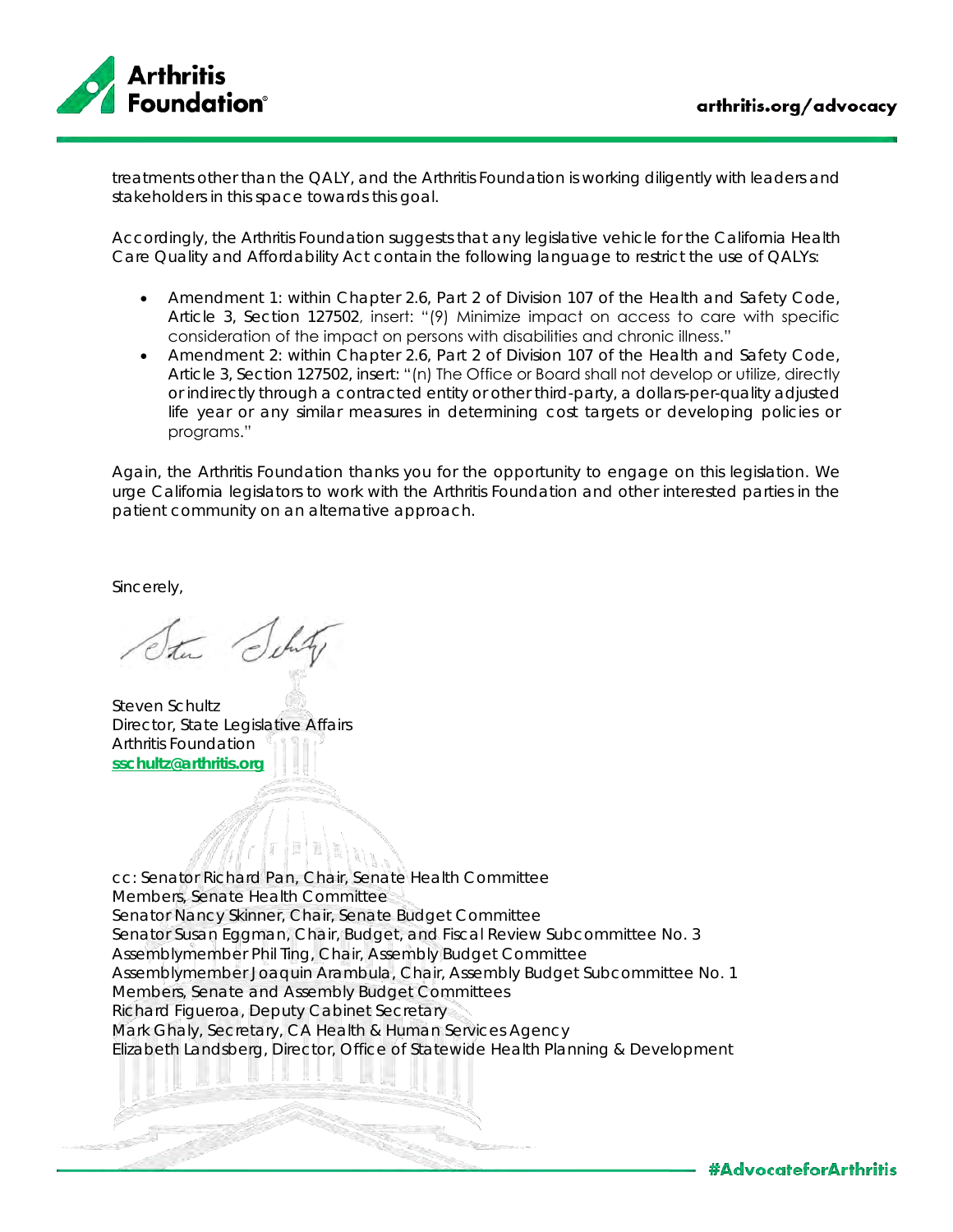treatments other than the QALY, and the Arthritis Foundation is working diligently with leaders and stakeholders in this space towards this goal.

Accordingly, the Arthritis Foundation suggests that any legislative vehicle for the California Health Care Quality and Affordability Act contain the following language to restrict the use of QALYs:

- Amendment 1: within Chapter 2.6, Part 2 of Division 107 of the Health and Safety Code, Article 3, Section 127502, insert: "(9) Minimize impact on access to care with specific consideration of the impact on persons with disabilities and chronic illness."
- Amendment 2: within Chapter 2.6, Part 2 of Division 107 of the Health and Safety Code, Article 3, Section 127502, insert: "(n) The Office or Board shall not develop or utilize, directly or indirectly through a contracted entity or other third-party, a dollars-per-quality adjusted life year or any similar measures in determining cost targets or developing policies or programs."

Again, the Arthritis Foundation thanks you for the opportunity to engage on this legislation. We urge California legislators to work with the Arthritis Foundation and other interested parties in the patient community on an alternative approach.

Sincerely,

Steven Schultz
Director, State Legislative Affairs
Arthritis Foundation
**sschultz@arthritis.org**

cc: Senator Richard Pan, Chair, Senate Health Committee
Members, Senate Health Committee
Senator Nancy Skinner, Chair, Senate Budget Committee
Senator Susan Eggman, Chair, Budget, and Fiscal Review Subcommittee No. 3
Assemblymember Phil Ting, Chair, Assembly Budget Committee
Assemblymember Joaquin Arambula, Chair, Assembly Budget Subcommittee No. 1
Members, Senate and Assembly Budget Committees
Richard Figueroa, Deputy Cabinet Secretary
Mark Ghaly, Secretary, CA Health & Human Services Agency
Elizabeth Landsberg, Director, Office of Statewide Health Planning & Development